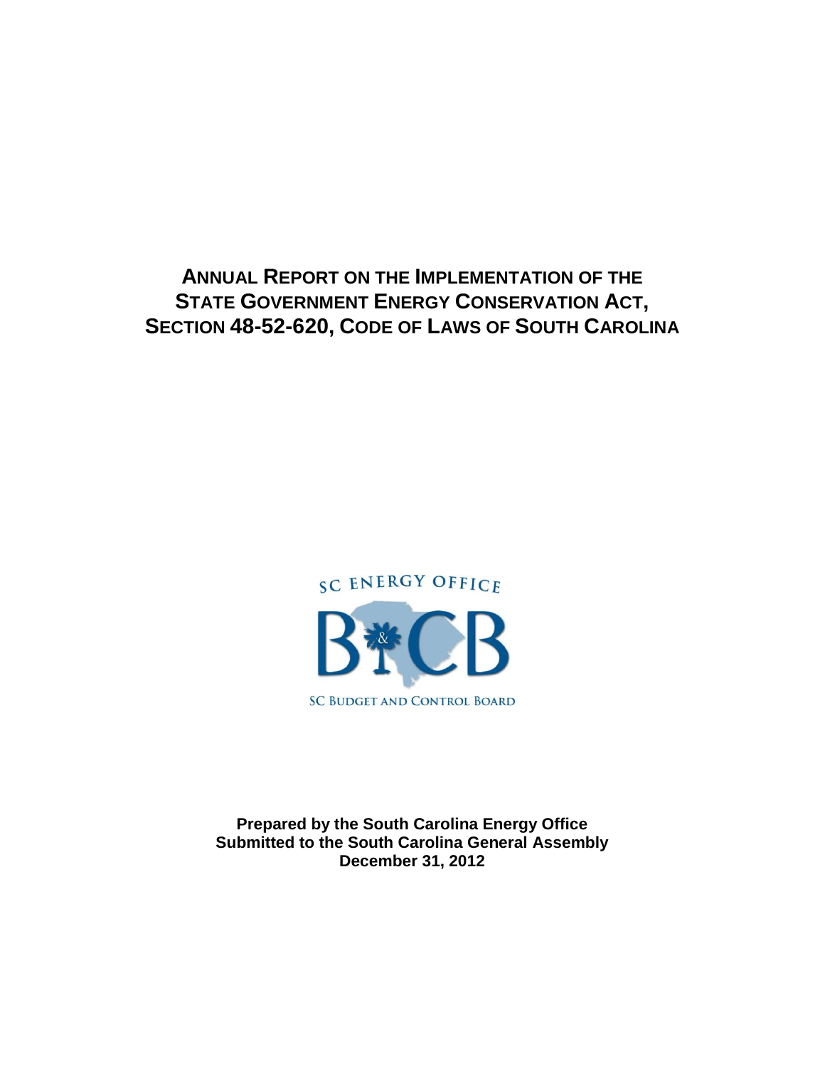# ANNUAL REPORT ON THE IMPLEMENTATION OF THE STATE GOVERNMENT ENERGY CONSERVATION ACT, SECTION 48-52-620, CODE OF LAWS OF SOUTH CAROLINA

SC ENERGY OFFICE

SC BUDGET AND CONTROL BOARD

**Prepared by the South Carolina Energy Office**
**Submitted to the South Carolina General Assembly**
**December 31, 2012**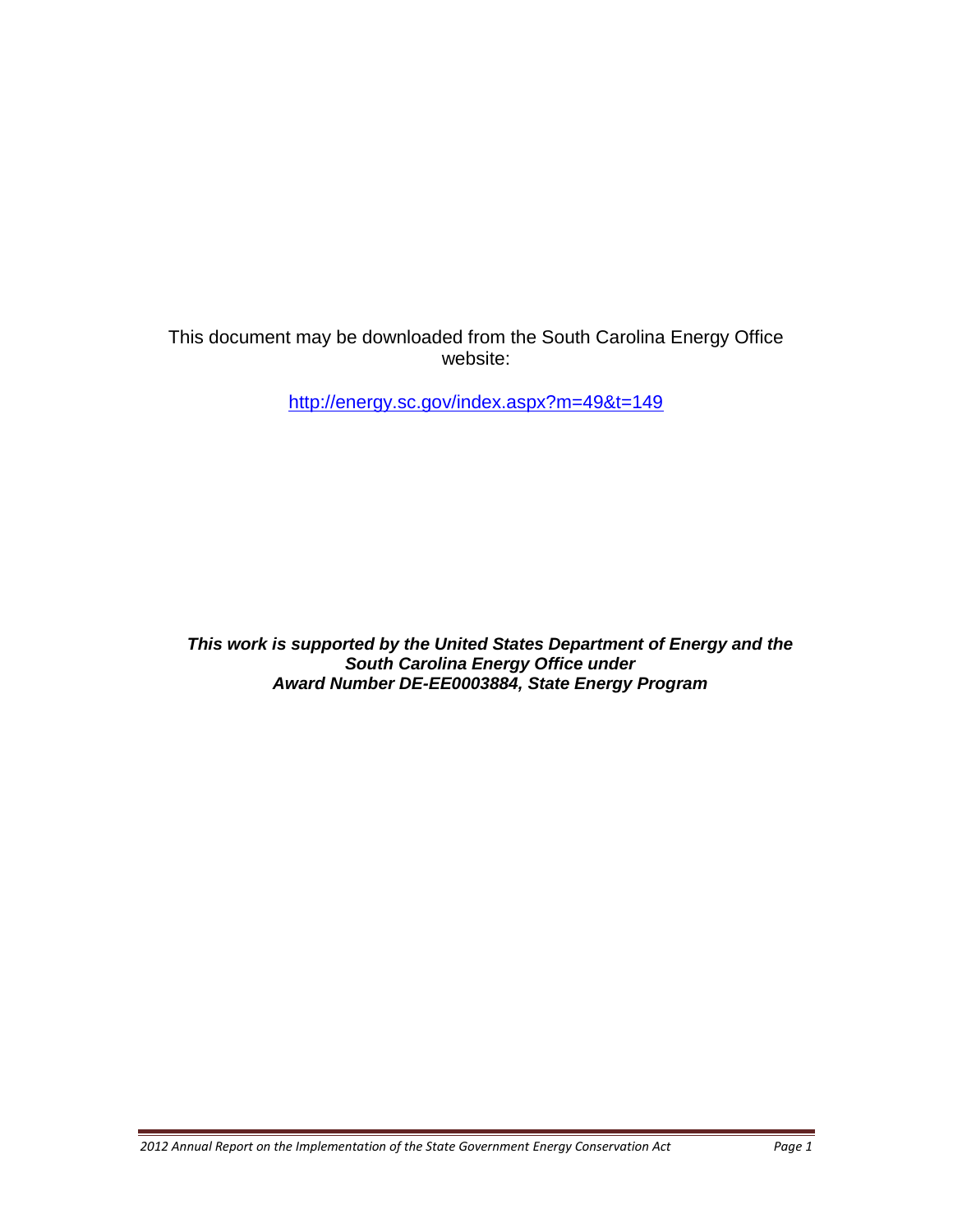This document may be downloaded from the South Carolina Energy Office website:

http://energy.sc.gov/index.aspx?m=49&t=149

***This work is supported by the United States Department of Energy and the South Carolina Energy Office under Award Number DE-EE0003884, State Energy Program***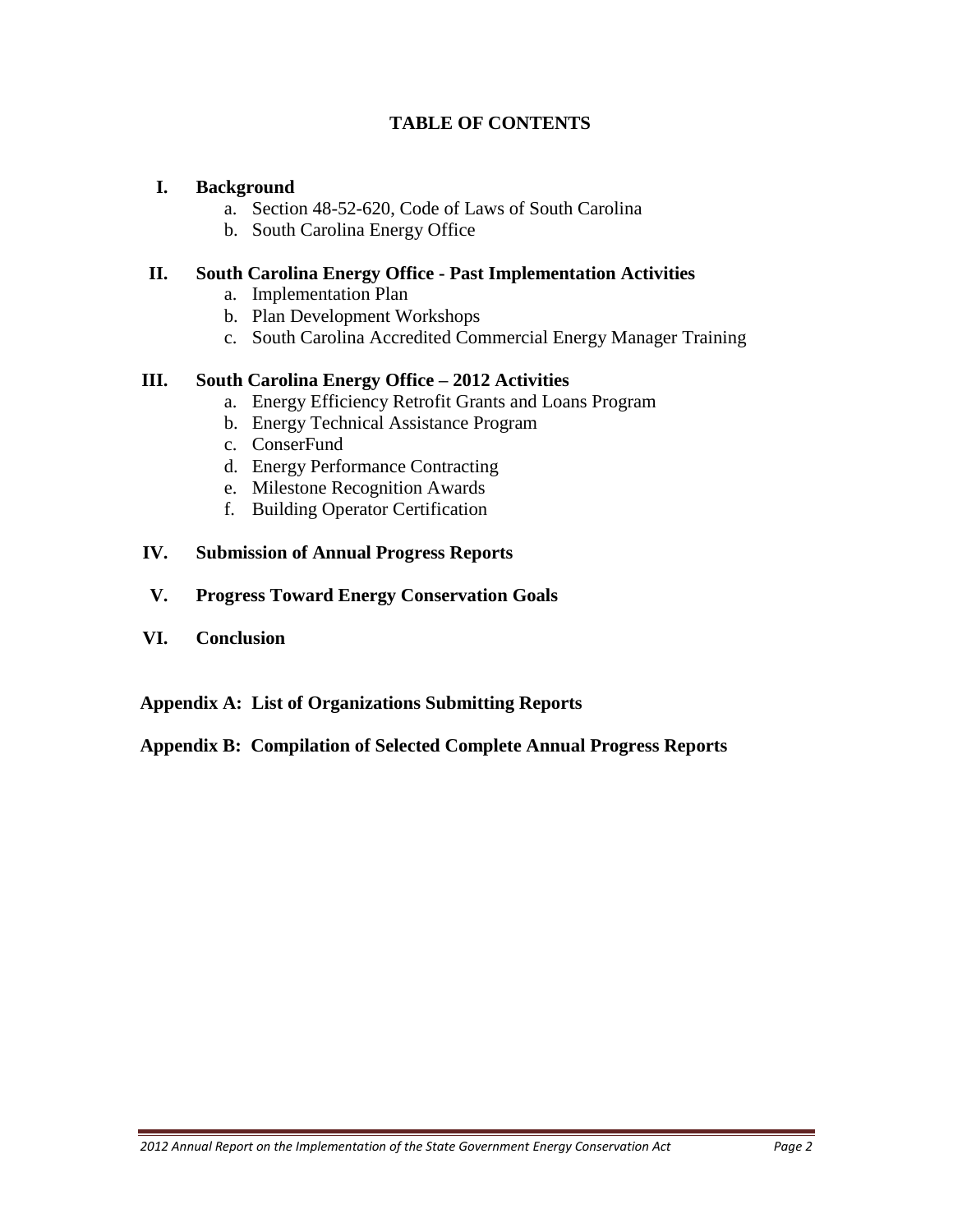# TABLE OF CONTENTS

**I. Background**

a. Section 48-52-620, Code of Laws of South Carolina
b. South Carolina Energy Office

**II. South Carolina Energy Office - Past Implementation Activities**

a. Implementation Plan
b. Plan Development Workshops
c. South Carolina Accredited Commercial Energy Manager Training

**III. South Carolina Energy Office – 2012 Activities**

a. Energy Efficiency Retrofit Grants and Loans Program
b. Energy Technical Assistance Program
c. ConserFund
d. Energy Performance Contracting
e. Milestone Recognition Awards
f. Building Operator Certification

**IV. Submission of Annual Progress Reports**

**V. Progress Toward Energy Conservation Goals**

**VI. Conclusion**

**Appendix A: List of Organizations Submitting Reports**

**Appendix B: Compilation of Selected Complete Annual Progress Reports**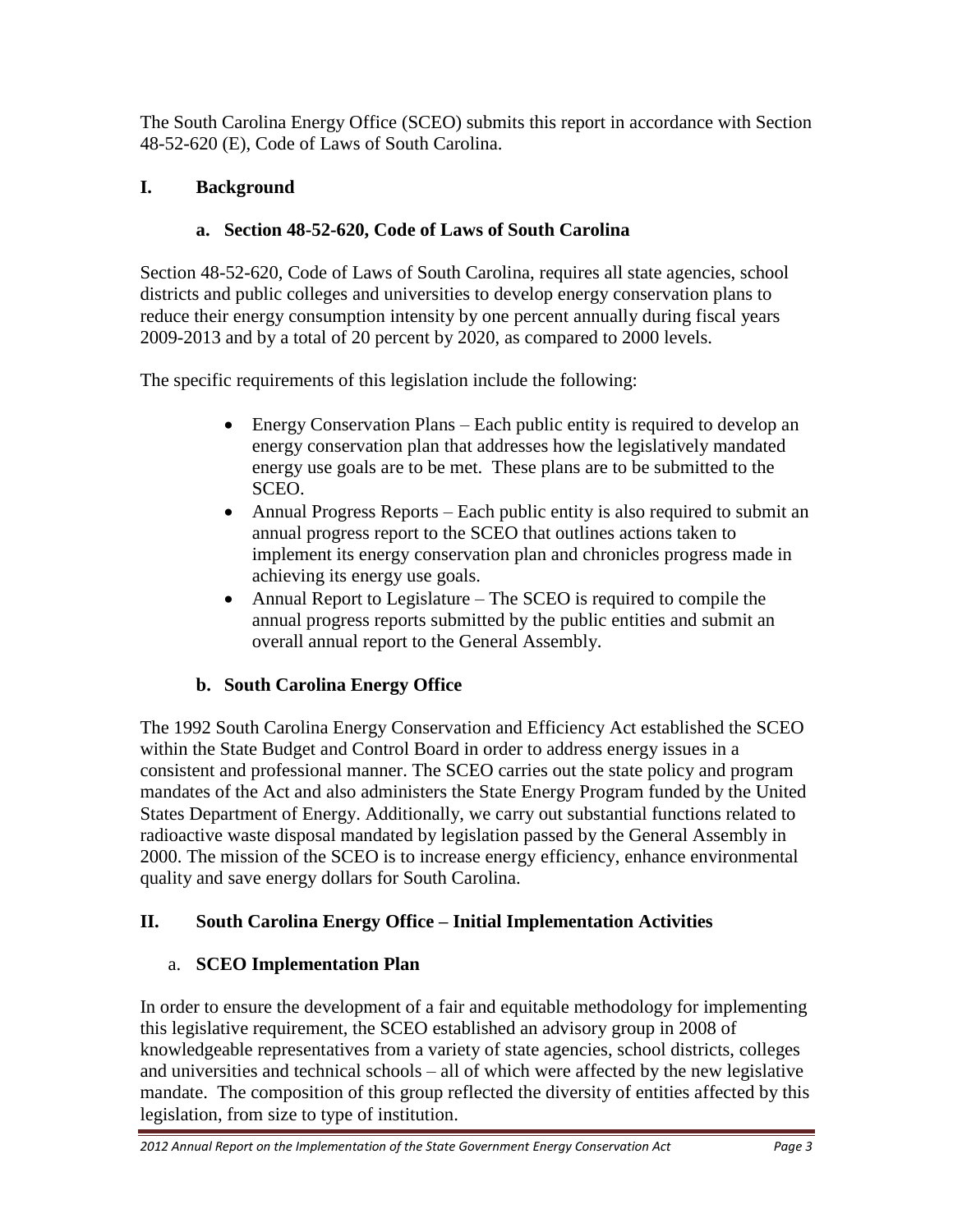The South Carolina Energy Office (SCEO) submits this report in accordance with Section 48-52-620 (E), Code of Laws of South Carolina.

## I. Background

### a. Section 48-52-620, Code of Laws of South Carolina

Section 48-52-620, Code of Laws of South Carolina, requires all state agencies, school districts and public colleges and universities to develop energy conservation plans to reduce their energy consumption intensity by one percent annually during fiscal years 2009-2013 and by a total of 20 percent by 2020, as compared to 2000 levels.

The specific requirements of this legislation include the following:

- Energy Conservation Plans – Each public entity is required to develop an energy conservation plan that addresses how the legislatively mandated energy use goals are to be met. These plans are to be submitted to the SCEO.
- Annual Progress Reports – Each public entity is also required to submit an annual progress report to the SCEO that outlines actions taken to implement its energy conservation plan and chronicles progress made in achieving its energy use goals.
- Annual Report to Legislature – The SCEO is required to compile the annual progress reports submitted by the public entities and submit an overall annual report to the General Assembly.

### b. South Carolina Energy Office

The 1992 South Carolina Energy Conservation and Efficiency Act established the SCEO within the State Budget and Control Board in order to address energy issues in a consistent and professional manner. The SCEO carries out the state policy and program mandates of the Act and also administers the State Energy Program funded by the United States Department of Energy. Additionally, we carry out substantial functions related to radioactive waste disposal mandated by legislation passed by the General Assembly in 2000. The mission of the SCEO is to increase energy efficiency, enhance environmental quality and save energy dollars for South Carolina.

## II. South Carolina Energy Office – Initial Implementation Activities

### a. SCEO Implementation Plan

In order to ensure the development of a fair and equitable methodology for implementing this legislative requirement, the SCEO established an advisory group in 2008 of knowledgeable representatives from a variety of state agencies, school districts, colleges and universities and technical schools – all of which were affected by the new legislative mandate. The composition of this group reflected the diversity of entities affected by this legislation, from size to type of institution.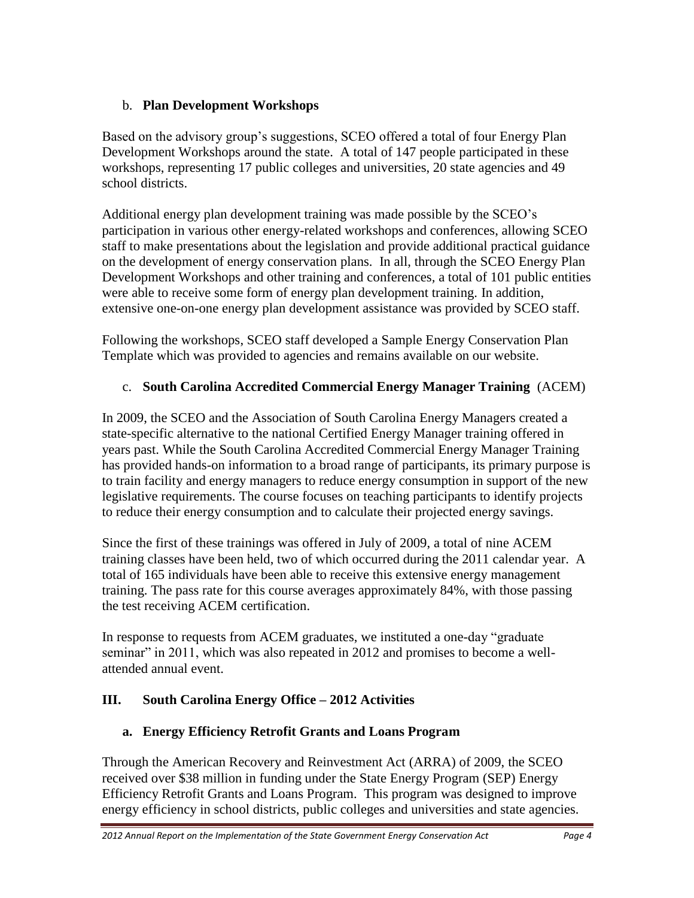### b. **Plan Development Workshops**

Based on the advisory group's suggestions, SCEO offered a total of four Energy Plan Development Workshops around the state. A total of 147 people participated in these workshops, representing 17 public colleges and universities, 20 state agencies and 49 school districts.

Additional energy plan development training was made possible by the SCEO's participation in various other energy-related workshops and conferences, allowing SCEO staff to make presentations about the legislation and provide additional practical guidance on the development of energy conservation plans. In all, through the SCEO Energy Plan Development Workshops and other training and conferences, a total of 101 public entities were able to receive some form of energy plan development training. In addition, extensive one-on-one energy plan development assistance was provided by SCEO staff.

Following the workshops, SCEO staff developed a Sample Energy Conservation Plan Template which was provided to agencies and remains available on our website.

### c. **South Carolina Accredited Commercial Energy Manager Training** (ACEM)

In 2009, the SCEO and the Association of South Carolina Energy Managers created a state-specific alternative to the national Certified Energy Manager training offered in years past. While the South Carolina Accredited Commercial Energy Manager Training has provided hands-on information to a broad range of participants, its primary purpose is to train facility and energy managers to reduce energy consumption in support of the new legislative requirements. The course focuses on teaching participants to identify projects to reduce their energy consumption and to calculate their projected energy savings.

Since the first of these trainings was offered in July of 2009, a total of nine ACEM training classes have been held, two of which occurred during the 2011 calendar year. A total of 165 individuals have been able to receive this extensive energy management training. The pass rate for this course averages approximately 84%, with those passing the test receiving ACEM certification.

In response to requests from ACEM graduates, we instituted a one-day "graduate seminar" in 2011, which was also repeated in 2012 and promises to become a well-attended annual event.

## III. South Carolina Energy Office – 2012 Activities

### a. Energy Efficiency Retrofit Grants and Loans Program

Through the American Recovery and Reinvestment Act (ARRA) of 2009, the SCEO received over $38 million in funding under the State Energy Program (SEP) Energy Efficiency Retrofit Grants and Loans Program. This program was designed to improve energy efficiency in school districts, public colleges and universities and state agencies.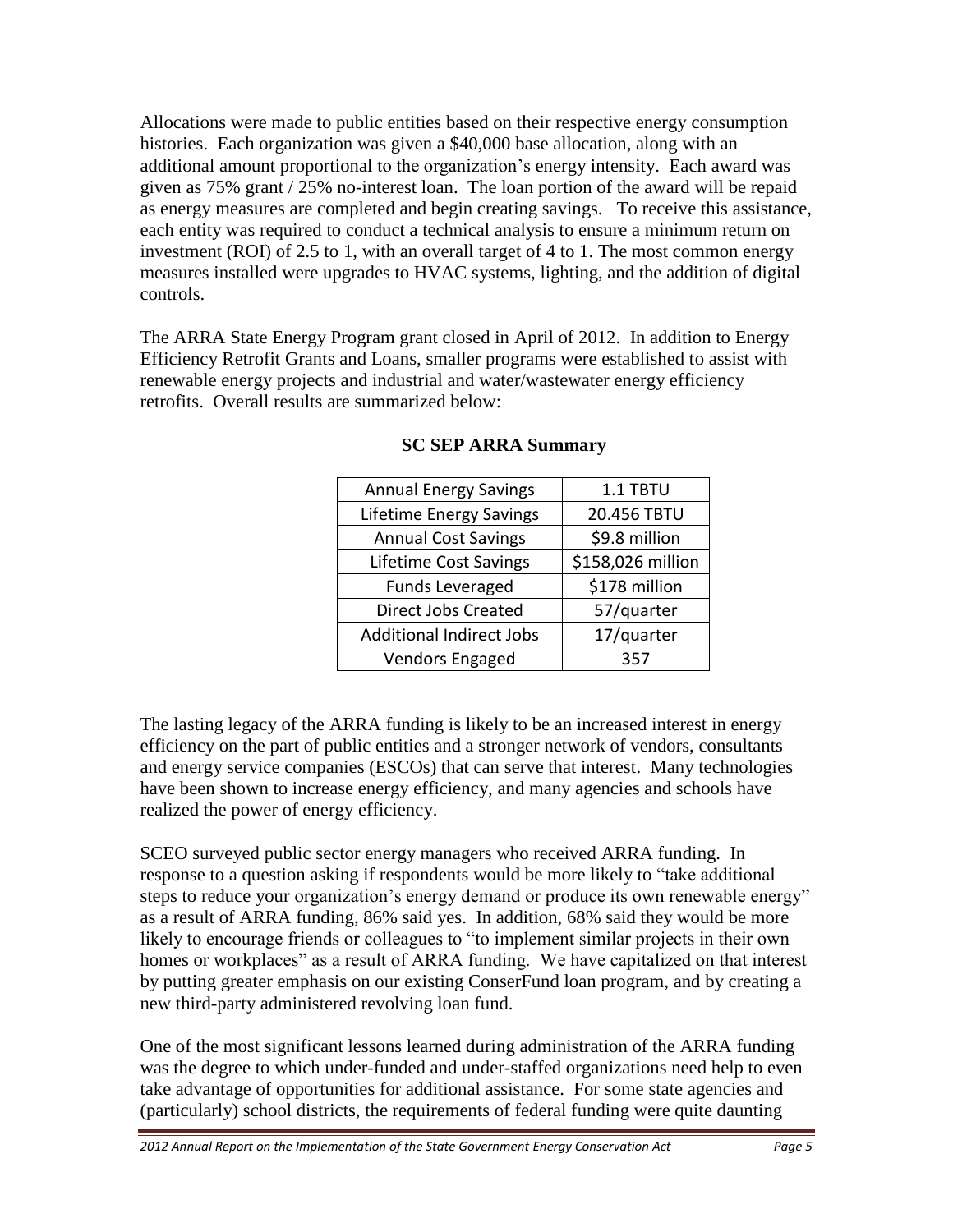Allocations were made to public entities based on their respective energy consumption histories. Each organization was given a $40,000 base allocation, along with an additional amount proportional to the organization's energy intensity. Each award was given as 75% grant / 25% no-interest loan. The loan portion of the award will be repaid as energy measures are completed and begin creating savings. To receive this assistance, each entity was required to conduct a technical analysis to ensure a minimum return on investment (ROI) of 2.5 to 1, with an overall target of 4 to 1. The most common energy measures installed were upgrades to HVAC systems, lighting, and the addition of digital controls.

The ARRA State Energy Program grant closed in April of 2012. In addition to Energy Efficiency Retrofit Grants and Loans, smaller programs were established to assist with renewable energy projects and industrial and water/wastewater energy efficiency retrofits. Overall results are summarized below:

**SC SEP ARRA Summary**

| | |
|---|---|
| Annual Energy Savings | 1.1 TBTU |
| Lifetime Energy Savings | 20.456 TBTU |
| Annual Cost Savings | $9.8 million |
| Lifetime Cost Savings | $158,026 million |
| Funds Leveraged | $178 million |
| Direct Jobs Created | 57/quarter |
| Additional Indirect Jobs | 17/quarter |
| Vendors Engaged | 357 |

The lasting legacy of the ARRA funding is likely to be an increased interest in energy efficiency on the part of public entities and a stronger network of vendors, consultants and energy service companies (ESCOs) that can serve that interest. Many technologies have been shown to increase energy efficiency, and many agencies and schools have realized the power of energy efficiency.

SCEO surveyed public sector energy managers who received ARRA funding. In response to a question asking if respondents would be more likely to "take additional steps to reduce your organization's energy demand or produce its own renewable energy" as a result of ARRA funding, 86% said yes. In addition, 68% said they would be more likely to encourage friends or colleagues to "to implement similar projects in their own homes or workplaces" as a result of ARRA funding. We have capitalized on that interest by putting greater emphasis on our existing ConserFund loan program, and by creating a new third-party administered revolving loan fund.

One of the most significant lessons learned during administration of the ARRA funding was the degree to which under-funded and under-staffed organizations need help to even take advantage of opportunities for additional assistance. For some state agencies and (particularly) school districts, the requirements of federal funding were quite daunting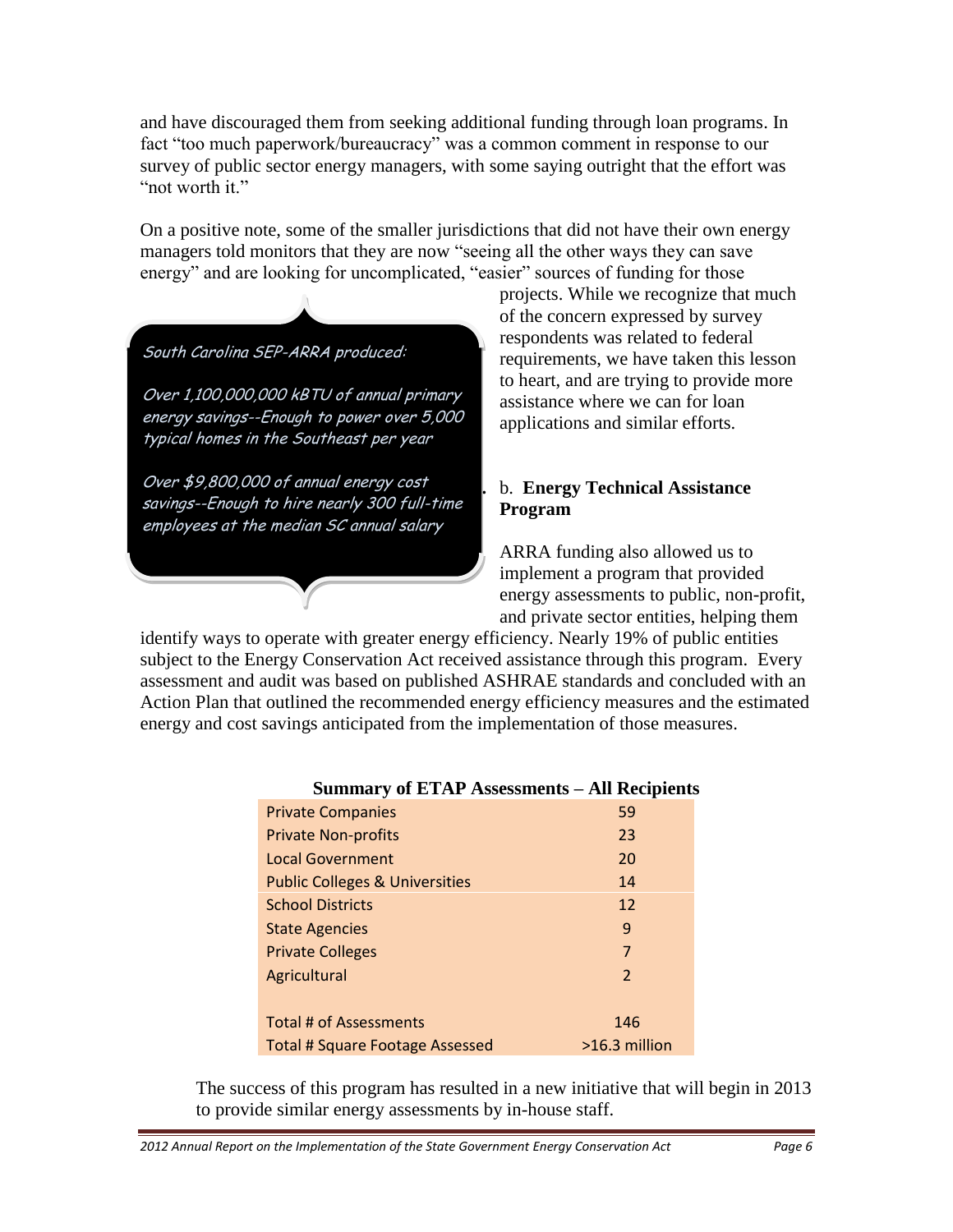and have discouraged them from seeking additional funding through loan programs. In fact "too much paperwork/bureaucracy" was a common comment in response to our survey of public sector energy managers, with some saying outright that the effort was "not worth it."

On a positive note, some of the smaller jurisdictions that did not have their own energy managers told monitors that they are now "seeing all the other ways they can save energy" and are looking for uncomplicated, "easier" sources of funding for those projects. While we recognize that much of the concern expressed by survey respondents was related to federal requirements, we have taken this lesson to heart, and are trying to provide more assistance where we can for loan applications and similar efforts.

> *South Carolina SEP-ARRA produced:*
>
> *Over 1,100,000,000 kBTU of annual primary energy savings--Enough to power over 5,000 typical homes in the Southeast per year*
>
> *Over $9,800,000 of annual energy cost savings--Enough to hire nearly 300 full-time employees at the median SC annual salary*

### b. **Energy Technical Assistance Program**

ARRA funding also allowed us to implement a program that provided energy assessments to public, non-profit, and private sector entities, helping them identify ways to operate with greater energy efficiency. Nearly 19% of public entities subject to the Energy Conservation Act received assistance through this program. Every assessment and audit was based on published ASHRAE standards and concluded with an Action Plan that outlined the recommended energy efficiency measures and the estimated energy and cost savings anticipated from the implementation of those measures.

**Summary of ETAP Assessments – All Recipients**

| Recipient | Number |
|---|---|
| Private Companies | 59 |
| Private Non-profits | 23 |
| Local Government | 20 |
| Public Colleges & Universities | 14 |
| School Districts | 12 |
| State Agencies | 9 |
| Private Colleges | 7 |
| Agricultural | 2 |
| | |
| Total # of Assessments | 146 |
| Total # Square Footage Assessed | >16.3 million |

The success of this program has resulted in a new initiative that will begin in 2013 to provide similar energy assessments by in-house staff.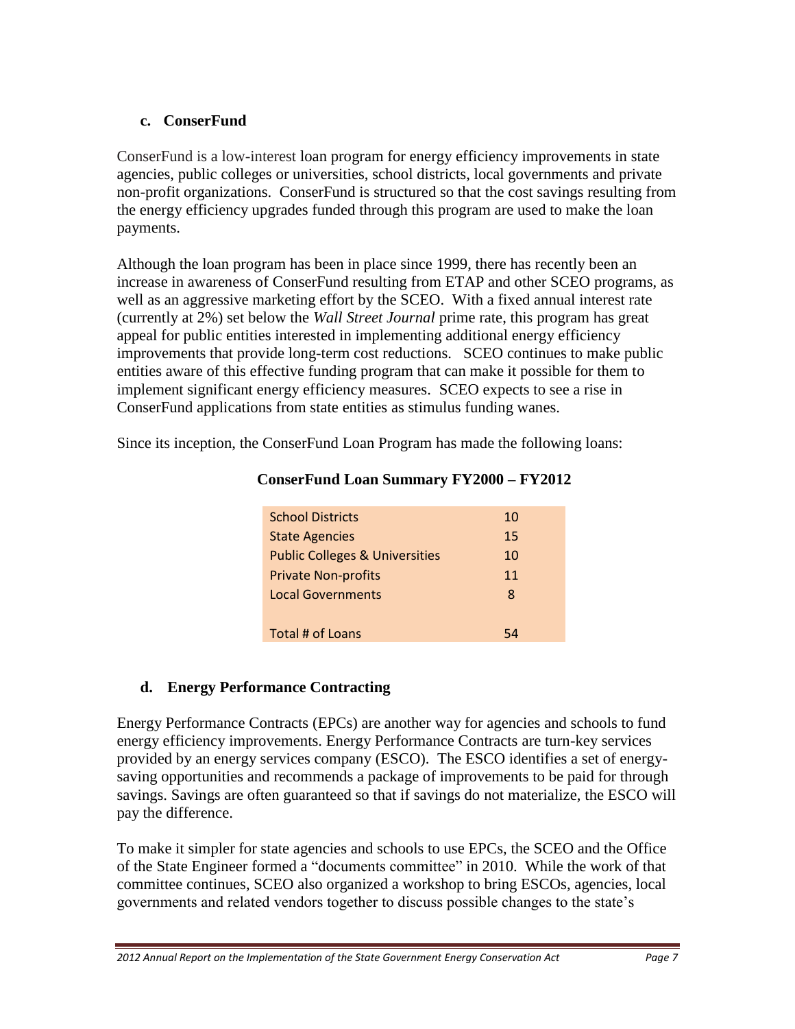### c. ConserFund

ConserFund is a low-interest loan program for energy efficiency improvements in state agencies, public colleges or universities, school districts, local governments and private non-profit organizations. ConserFund is structured so that the cost savings resulting from the energy efficiency upgrades funded through this program are used to make the loan payments.

Although the loan program has been in place since 1999, there has recently been an increase in awareness of ConserFund resulting from ETAP and other SCEO programs, as well as an aggressive marketing effort by the SCEO. With a fixed annual interest rate (currently at 2%) set below the *Wall Street Journal* prime rate, this program has great appeal for public entities interested in implementing additional energy efficiency improvements that provide long-term cost reductions. SCEO continues to make public entities aware of this effective funding program that can make it possible for them to implement significant energy efficiency measures. SCEO expects to see a rise in ConserFund applications from state entities as stimulus funding wanes.

Since its inception, the ConserFund Loan Program has made the following loans:

**ConserFund Loan Summary FY2000 – FY2012**

| | |
|---|---|
| School Districts | 10 |
| State Agencies | 15 |
| Public Colleges & Universities | 10 |
| Private Non-profits | 11 |
| Local Governments | 8 |
| | |
| Total # of Loans | 54 |

### d. Energy Performance Contracting

Energy Performance Contracts (EPCs) are another way for agencies and schools to fund energy efficiency improvements. Energy Performance Contracts are turn-key services provided by an energy services company (ESCO). The ESCO identifies a set of energy-saving opportunities and recommends a package of improvements to be paid for through savings. Savings are often guaranteed so that if savings do not materialize, the ESCO will pay the difference.

To make it simpler for state agencies and schools to use EPCs, the SCEO and the Office of the State Engineer formed a "documents committee" in 2010. While the work of that committee continues, SCEO also organized a workshop to bring ESCOs, agencies, local governments and related vendors together to discuss possible changes to the state's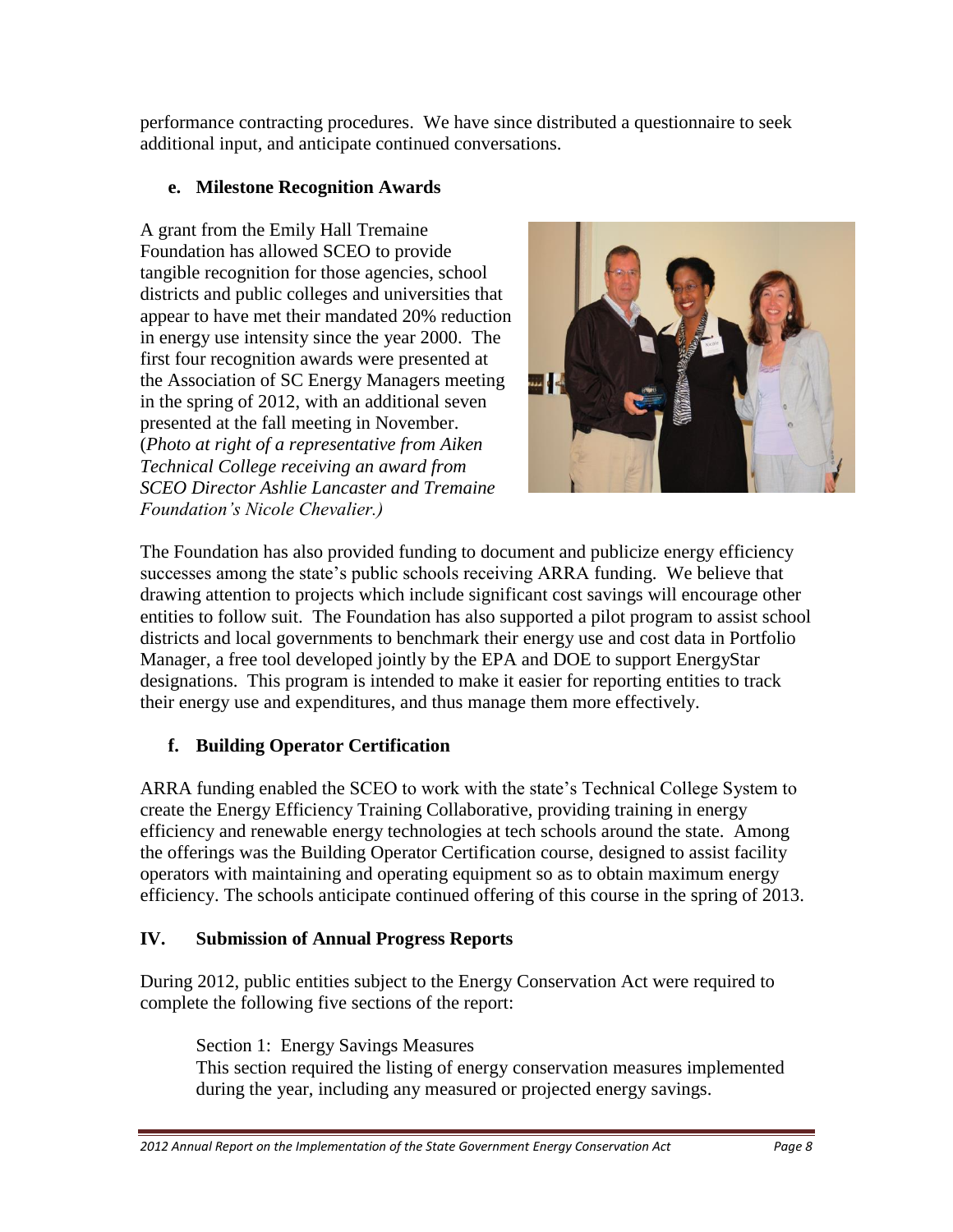performance contracting procedures. We have since distributed a questionnaire to seek additional input, and anticipate continued conversations.

### e. Milestone Recognition Awards

A grant from the Emily Hall Tremaine Foundation has allowed SCEO to provide tangible recognition for those agencies, school districts and public colleges and universities that appear to have met their mandated 20% reduction in energy use intensity since the year 2000. The first four recognition awards were presented at the Association of SC Energy Managers meeting in the spring of 2012, with an additional seven presented at the fall meeting in November. (*Photo at right of a representative from Aiken Technical College receiving an award from SCEO Director Ashlie Lancaster and Tremaine Foundation's Nicole Chevalier.)*

The Foundation has also provided funding to document and publicize energy efficiency successes among the state's public schools receiving ARRA funding. We believe that drawing attention to projects which include significant cost savings will encourage other entities to follow suit. The Foundation has also supported a pilot program to assist school districts and local governments to benchmark their energy use and cost data in Portfolio Manager, a free tool developed jointly by the EPA and DOE to support EnergyStar designations. This program is intended to make it easier for reporting entities to track their energy use and expenditures, and thus manage them more effectively.

### f. Building Operator Certification

ARRA funding enabled the SCEO to work with the state's Technical College System to create the Energy Efficiency Training Collaborative, providing training in energy efficiency and renewable energy technologies at tech schools around the state. Among the offerings was the Building Operator Certification course, designed to assist facility operators with maintaining and operating equipment so as to obtain maximum energy efficiency. The schools anticipate continued offering of this course in the spring of 2013.

## IV. Submission of Annual Progress Reports

During 2012, public entities subject to the Energy Conservation Act were required to complete the following five sections of the report:

Section 1: Energy Savings Measures
This section required the listing of energy conservation measures implemented during the year, including any measured or projected energy savings.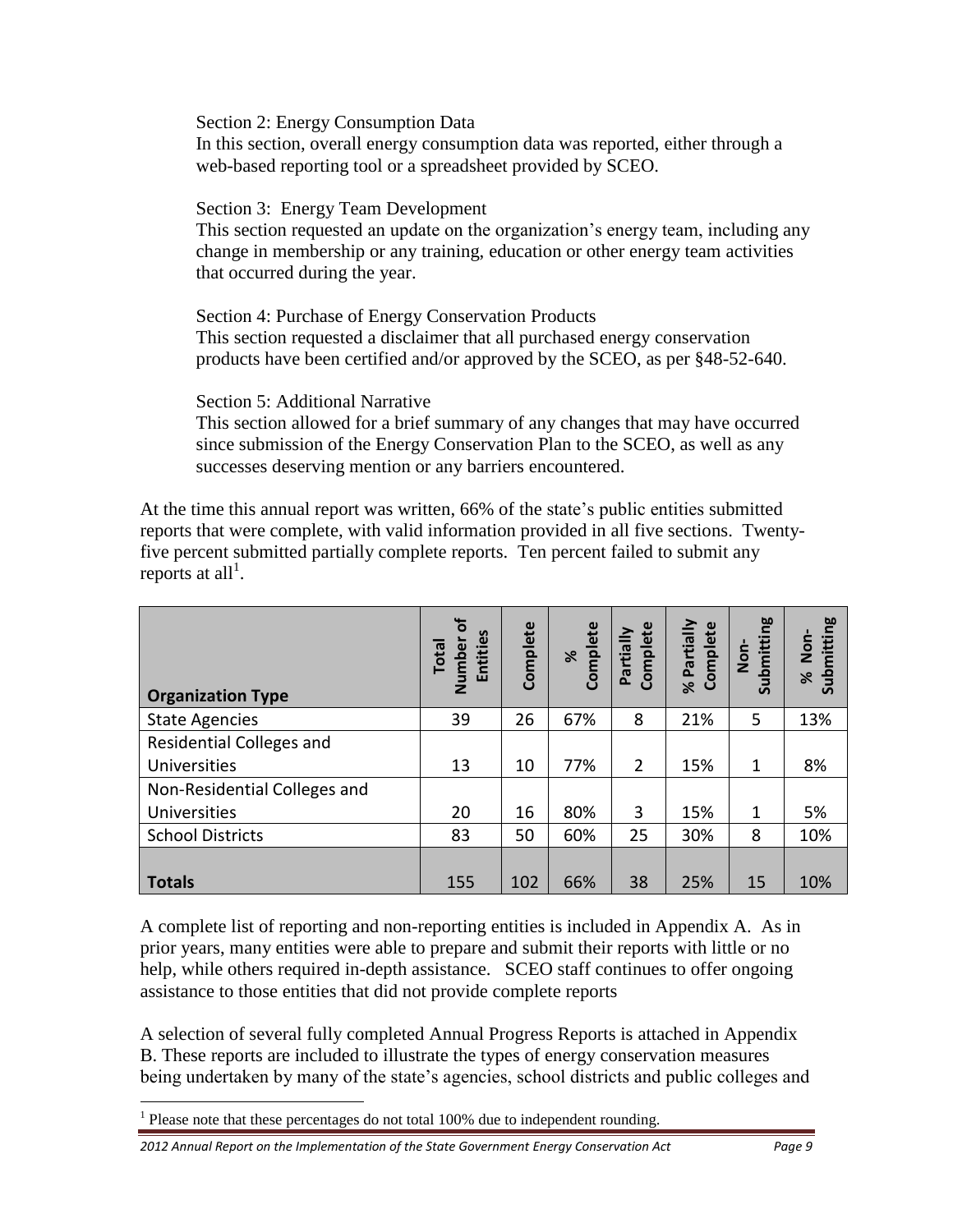Section 2: Energy Consumption Data
In this section, overall energy consumption data was reported, either through a web-based reporting tool or a spreadsheet provided by SCEO.

Section 3: Energy Team Development
This section requested an update on the organization's energy team, including any change in membership or any training, education or other energy team activities that occurred during the year.

Section 4: Purchase of Energy Conservation Products
This section requested a disclaimer that all purchased energy conservation products have been certified and/or approved by the SCEO, as per §48-52-640.

Section 5: Additional Narrative
This section allowed for a brief summary of any changes that may have occurred since submission of the Energy Conservation Plan to the SCEO, as well as any successes deserving mention or any barriers encountered.

At the time this annual report was written, 66% of the state's public entities submitted reports that were complete, with valid information provided in all five sections. Twenty-five percent submitted partially complete reports. Ten percent failed to submit any reports at all[1].

| Organization Type | Total Number of Entities | Complete | % Complete | Partially Complete | % Partially Complete | Non-Submitting | % Non-Submitting |
|---|---|---|---|---|---|---|---|
| State Agencies | 39 | 26 | 67% | 8 | 21% | 5 | 13% |
| Residential Colleges and Universities | 13 | 10 | 77% | 2 | 15% | 1 | 8% |
| Non-Residential Colleges and Universities | 20 | 16 | 80% | 3 | 15% | 1 | 5% |
| School Districts | 83 | 50 | 60% | 25 | 30% | 8 | 10% |
| **Totals** | 155 | 102 | 66% | 38 | 25% | 15 | 10% |

A complete list of reporting and non-reporting entities is included in Appendix A. As in prior years, many entities were able to prepare and submit their reports with little or no help, while others required in-depth assistance. SCEO staff continues to offer ongoing assistance to those entities that did not provide complete reports

A selection of several fully completed Annual Progress Reports is attached in Appendix B. These reports are included to illustrate the types of energy conservation measures being undertaken by many of the state's agencies, school districts and public colleges and

[1] Please note that these percentages do not total 100% due to independent rounding.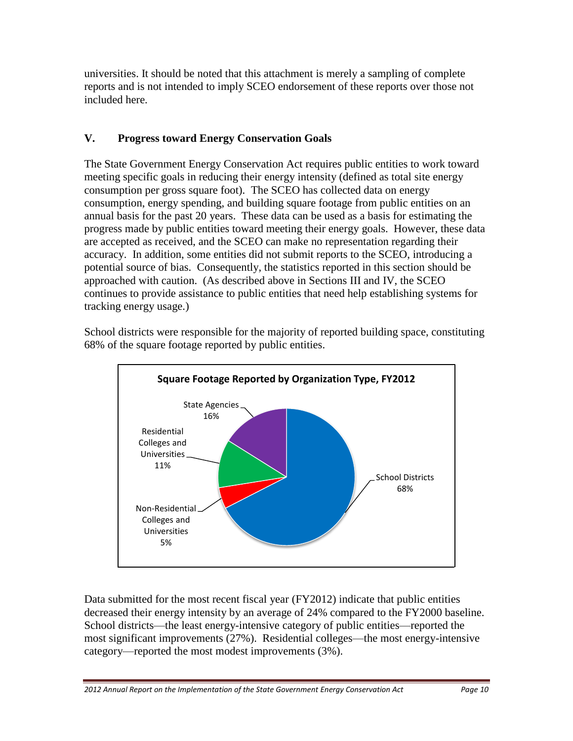universities. It should be noted that this attachment is merely a sampling of complete reports and is not intended to imply SCEO endorsement of these reports over those not included here.

## V. Progress toward Energy Conservation Goals

The State Government Energy Conservation Act requires public entities to work toward meeting specific goals in reducing their energy intensity (defined as total site energy consumption per gross square foot). The SCEO has collected data on energy consumption, energy spending, and building square footage from public entities on an annual basis for the past 20 years. These data can be used as a basis for estimating the progress made by public entities toward meeting their energy goals. However, these data are accepted as received, and the SCEO can make no representation regarding their accuracy. In addition, some entities did not submit reports to the SCEO, introducing a potential source of bias. Consequently, the statistics reported in this section should be approached with caution. (As described above in Sections III and IV, the SCEO continues to provide assistance to public entities that need help establishing systems for tracking energy usage.)

School districts were responsible for the majority of reported building space, constituting 68% of the square footage reported by public entities.

**Square Footage Reported by Organization Type, FY2012**

| Organization Type | Share |
|---|---|
| School Districts | 68% |
| State Agencies | 16% |
| Residential Colleges and Universities | 11% |
| Non-Residential Colleges and Universities | 5% |

Data submitted for the most recent fiscal year (FY2012) indicate that public entities decreased their energy intensity by an average of 24% compared to the FY2000 baseline. School districts—the least energy-intensive category of public entities—reported the most significant improvements (27%). Residential colleges—the most energy-intensive category—reported the most modest improvements (3%).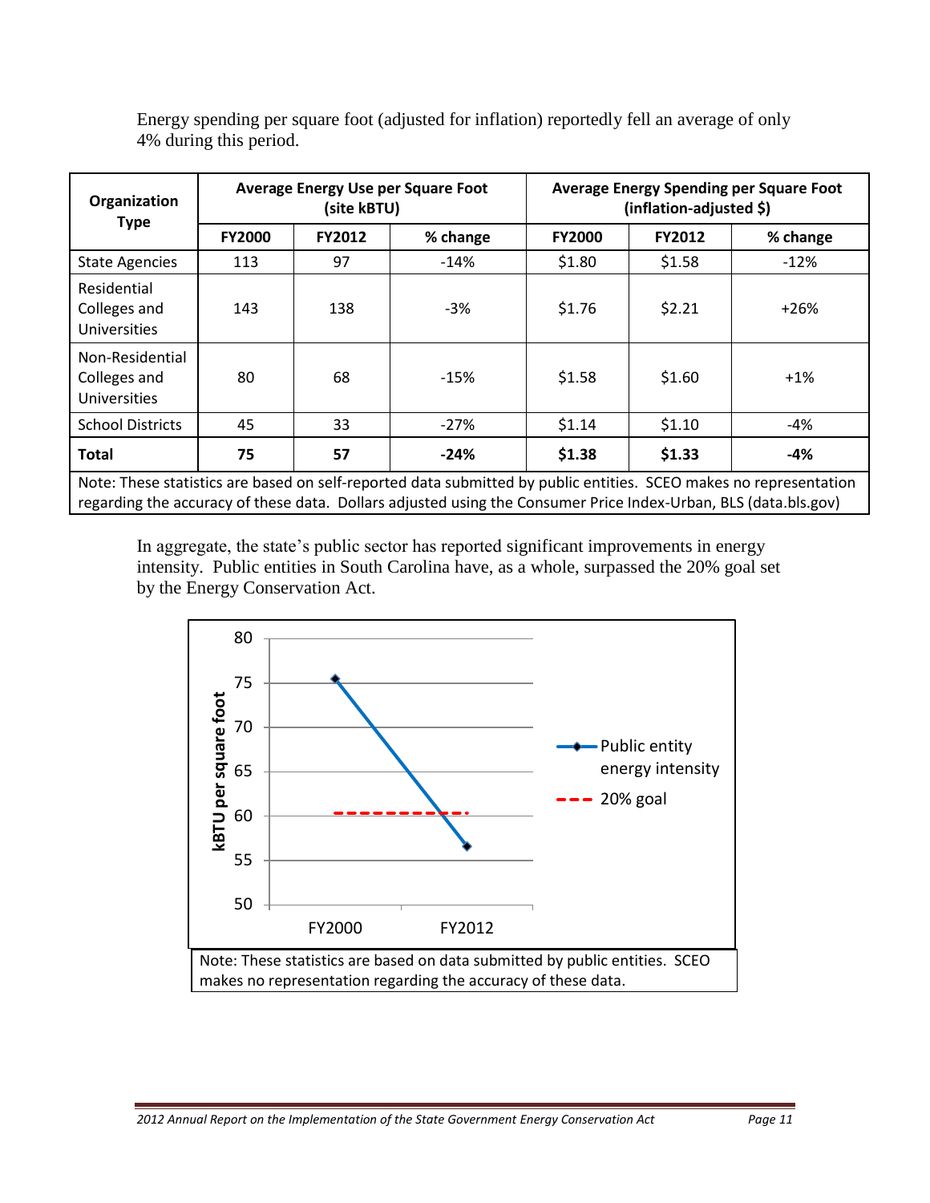Energy spending per square foot (adjusted for inflation) reportedly fell an average of only 4% during this period.

| Organization Type | Average Energy Use per Square Foot (site kBTU) | | | Average Energy Spending per Square Foot (inflation-adjusted $) | | |
|---|---|---|---|---|---|---|
| | FY2000 | FY2012 | % change | FY2000 | FY2012 | % change |
| State Agencies | 113 | 97 | -14% | $1.80 | $1.58 | -12% |
| Residential Colleges and Universities | 143 | 138 | -3% | $1.76 | $2.21 | +26% |
| Non-Residential Colleges and Universities | 80 | 68 | -15% | $1.58 | $1.60 | +1% |
| School Districts | 45 | 33 | -27% | $1.14 | $1.10 | -4% |
| **Total** | **75** | **57** | **-24%** | **$1.38** | **$1.33** | **-4%** |

Note: These statistics are based on self-reported data submitted by public entities. SCEO makes no representation regarding the accuracy of these data. Dollars adjusted using the Consumer Price Index-Urban, BLS (data.bls.gov)

In aggregate, the state's public sector has reported significant improvements in energy intensity. Public entities in South Carolina have, as a whole, surpassed the 20% goal set by the Energy Conservation Act.

Note: These statistics are based on data submitted by public entities. SCEO makes no representation regarding the accuracy of these data.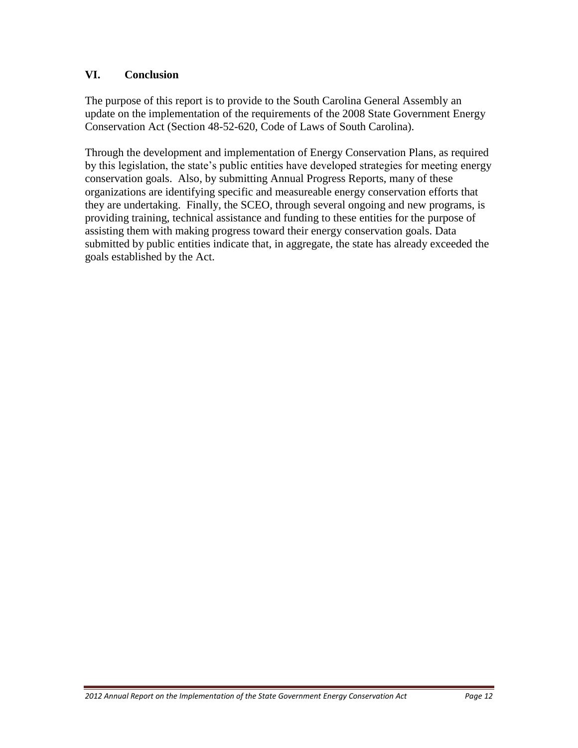## VI. Conclusion

The purpose of this report is to provide to the South Carolina General Assembly an update on the implementation of the requirements of the 2008 State Government Energy Conservation Act (Section 48-52-620, Code of Laws of South Carolina).

Through the development and implementation of Energy Conservation Plans, as required by this legislation, the state's public entities have developed strategies for meeting energy conservation goals. Also, by submitting Annual Progress Reports, many of these organizations are identifying specific and measureable energy conservation efforts that they are undertaking. Finally, the SCEO, through several ongoing and new programs, is providing training, technical assistance and funding to these entities for the purpose of assisting them with making progress toward their energy conservation goals. Data submitted by public entities indicate that, in aggregate, the state has already exceeded the goals established by the Act.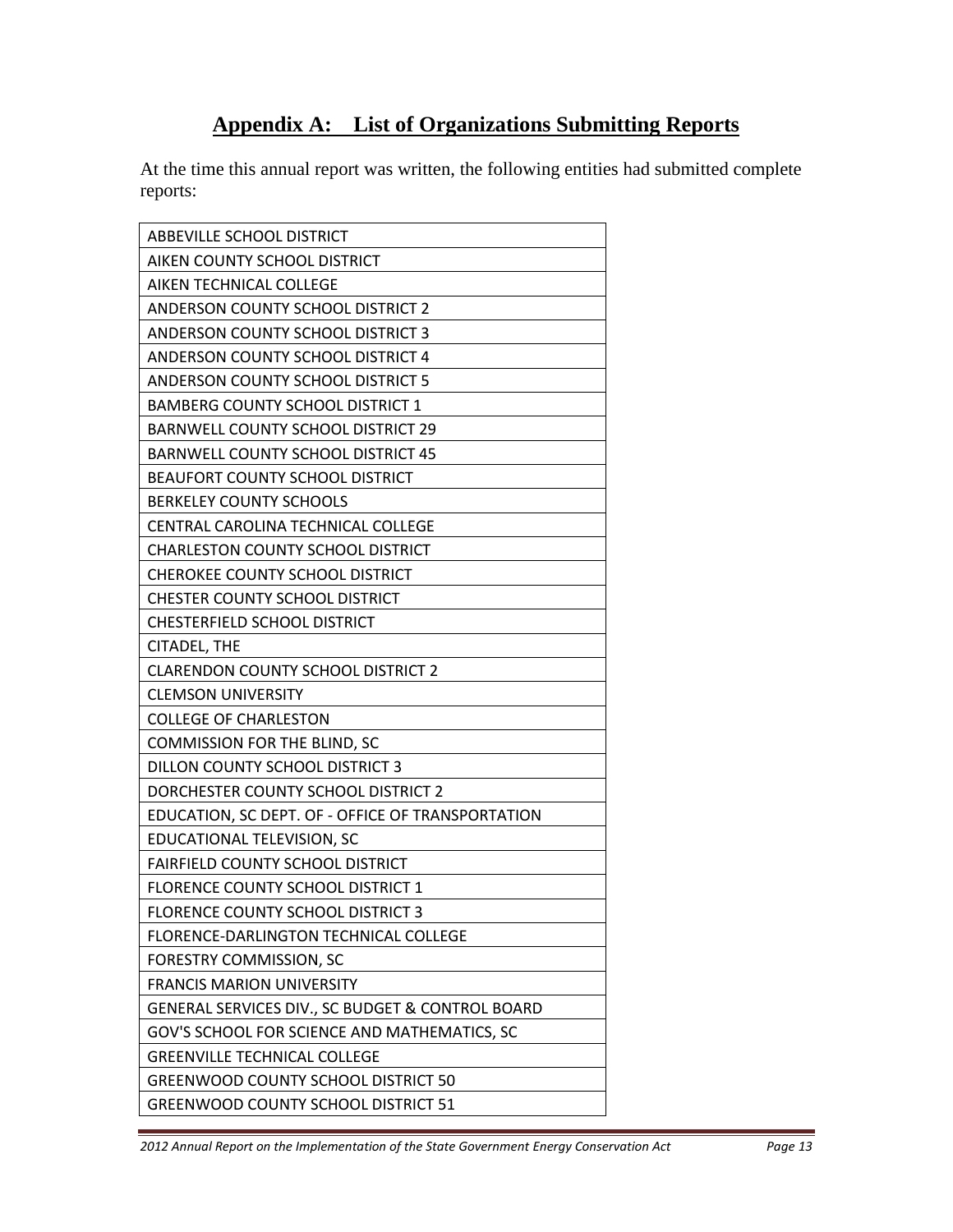## Appendix A: List of Organizations Submitting Reports

At the time this annual report was written, the following entities had submitted complete reports:

| ABBEVILLE SCHOOL DISTRICT |
|---|
| AIKEN COUNTY SCHOOL DISTRICT |
| AIKEN TECHNICAL COLLEGE |
| ANDERSON COUNTY SCHOOL DISTRICT 2 |
| ANDERSON COUNTY SCHOOL DISTRICT 3 |
| ANDERSON COUNTY SCHOOL DISTRICT 4 |
| ANDERSON COUNTY SCHOOL DISTRICT 5 |
| BAMBERG COUNTY SCHOOL DISTRICT 1 |
| BARNWELL COUNTY SCHOOL DISTRICT 29 |
| BARNWELL COUNTY SCHOOL DISTRICT 45 |
| BEAUFORT COUNTY SCHOOL DISTRICT |
| BERKELEY COUNTY SCHOOLS |
| CENTRAL CAROLINA TECHNICAL COLLEGE |
| CHARLESTON COUNTY SCHOOL DISTRICT |
| CHEROKEE COUNTY SCHOOL DISTRICT |
| CHESTER COUNTY SCHOOL DISTRICT |
| CHESTERFIELD SCHOOL DISTRICT |
| CITADEL, THE |
| CLARENDON COUNTY SCHOOL DISTRICT 2 |
| CLEMSON UNIVERSITY |
| COLLEGE OF CHARLESTON |
| COMMISSION FOR THE BLIND, SC |
| DILLON COUNTY SCHOOL DISTRICT 3 |
| DORCHESTER COUNTY SCHOOL DISTRICT 2 |
| EDUCATION, SC DEPT. OF - OFFICE OF TRANSPORTATION |
| EDUCATIONAL TELEVISION, SC |
| FAIRFIELD COUNTY SCHOOL DISTRICT |
| FLORENCE COUNTY SCHOOL DISTRICT 1 |
| FLORENCE COUNTY SCHOOL DISTRICT 3 |
| FLORENCE-DARLINGTON TECHNICAL COLLEGE |
| FORESTRY COMMISSION, SC |
| FRANCIS MARION UNIVERSITY |
| GENERAL SERVICES DIV., SC BUDGET & CONTROL BOARD |
| GOV'S SCHOOL FOR SCIENCE AND MATHEMATICS, SC |
| GREENVILLE TECHNICAL COLLEGE |
| GREENWOOD COUNTY SCHOOL DISTRICT 50 |
| GREENWOOD COUNTY SCHOOL DISTRICT 51 |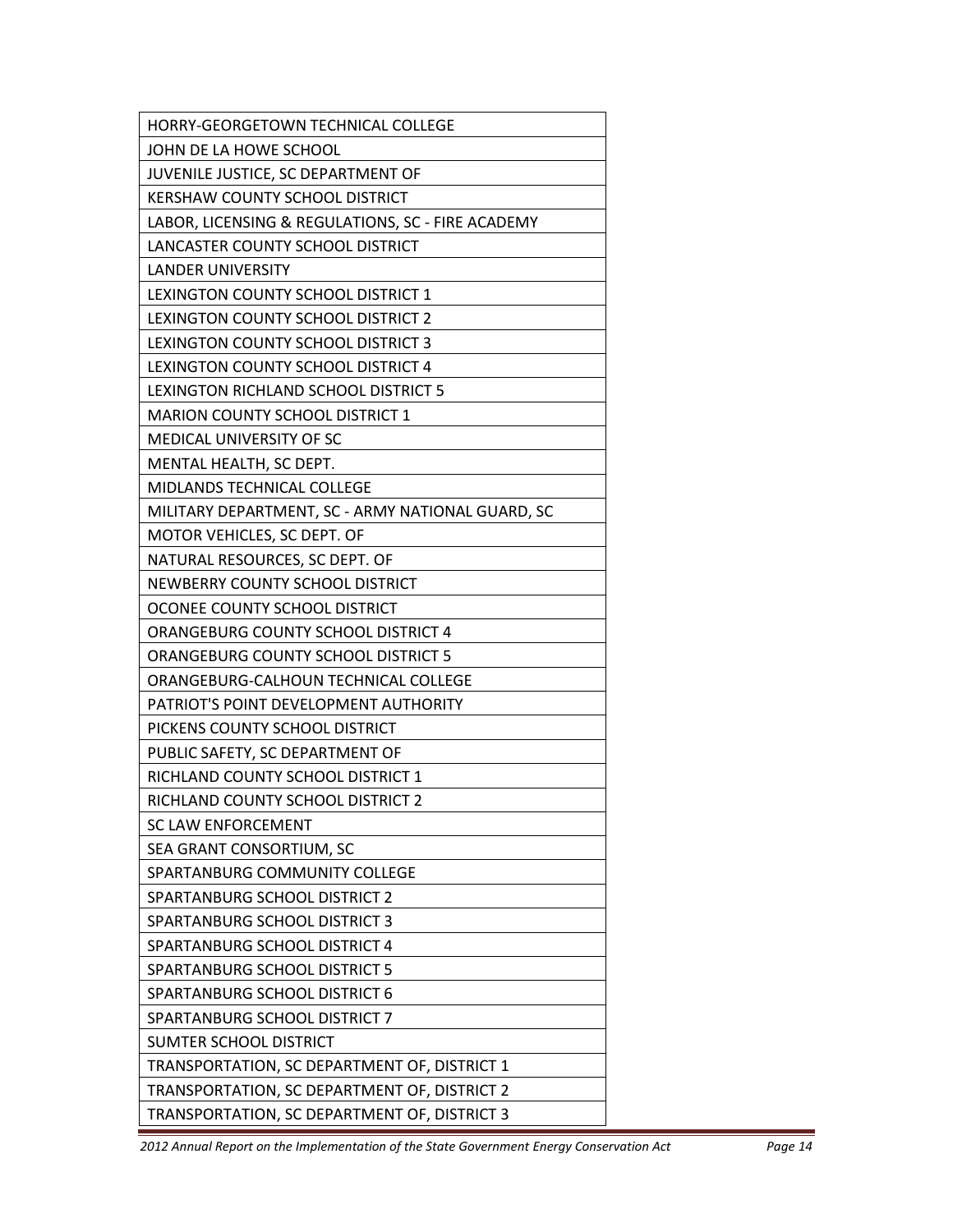| HORRY-GEORGETOWN TECHNICAL COLLEGE |
| --- |
| JOHN DE LA HOWE SCHOOL |
| JUVENILE JUSTICE, SC DEPARTMENT OF |
| KERSHAW COUNTY SCHOOL DISTRICT |
| LABOR, LICENSING & REGULATIONS, SC - FIRE ACADEMY |
| LANCASTER COUNTY SCHOOL DISTRICT |
| LANDER UNIVERSITY |
| LEXINGTON COUNTY SCHOOL DISTRICT 1 |
| LEXINGTON COUNTY SCHOOL DISTRICT 2 |
| LEXINGTON COUNTY SCHOOL DISTRICT 3 |
| LEXINGTON COUNTY SCHOOL DISTRICT 4 |
| LEXINGTON RICHLAND SCHOOL DISTRICT 5 |
| MARION COUNTY SCHOOL DISTRICT 1 |
| MEDICAL UNIVERSITY OF SC |
| MENTAL HEALTH, SC DEPT. |
| MIDLANDS TECHNICAL COLLEGE |
| MILITARY DEPARTMENT, SC - ARMY NATIONAL GUARD, SC |
| MOTOR VEHICLES, SC DEPT. OF |
| NATURAL RESOURCES, SC DEPT. OF |
| NEWBERRY COUNTY SCHOOL DISTRICT |
| OCONEE COUNTY SCHOOL DISTRICT |
| ORANGEBURG COUNTY SCHOOL DISTRICT 4 |
| ORANGEBURG COUNTY SCHOOL DISTRICT 5 |
| ORANGEBURG-CALHOUN TECHNICAL COLLEGE |
| PATRIOT'S POINT DEVELOPMENT AUTHORITY |
| PICKENS COUNTY SCHOOL DISTRICT |
| PUBLIC SAFETY, SC DEPARTMENT OF |
| RICHLAND COUNTY SCHOOL DISTRICT 1 |
| RICHLAND COUNTY SCHOOL DISTRICT 2 |
| SC LAW ENFORCEMENT |
| SEA GRANT CONSORTIUM, SC |
| SPARTANBURG COMMUNITY COLLEGE |
| SPARTANBURG SCHOOL DISTRICT 2 |
| SPARTANBURG SCHOOL DISTRICT 3 |
| SPARTANBURG SCHOOL DISTRICT 4 |
| SPARTANBURG SCHOOL DISTRICT 5 |
| SPARTANBURG SCHOOL DISTRICT 6 |
| SPARTANBURG SCHOOL DISTRICT 7 |
| SUMTER SCHOOL DISTRICT |
| TRANSPORTATION, SC DEPARTMENT OF, DISTRICT 1 |
| TRANSPORTATION, SC DEPARTMENT OF, DISTRICT 2 |
| TRANSPORTATION, SC DEPARTMENT OF, DISTRICT 3 |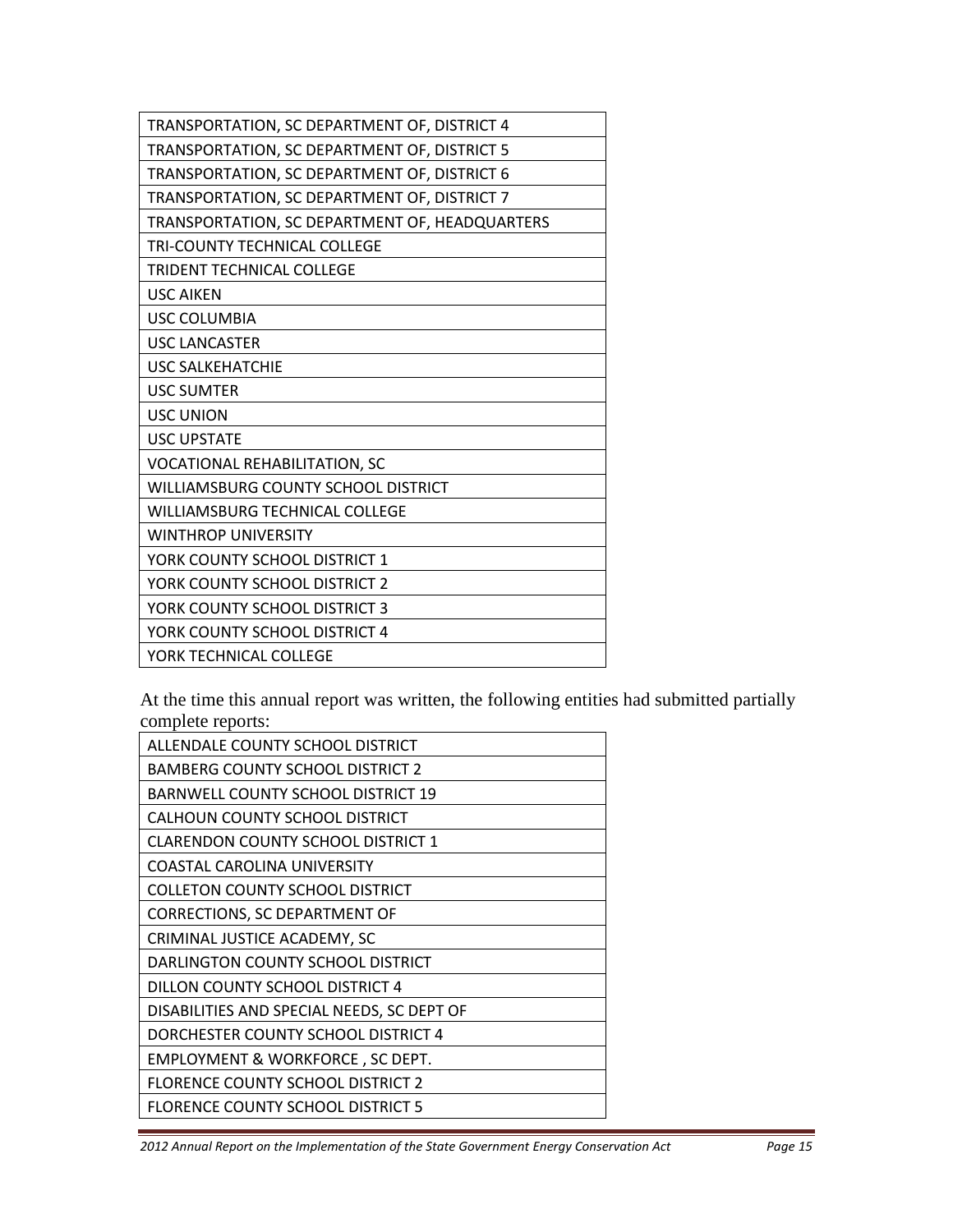| TRANSPORTATION, SC DEPARTMENT OF, DISTRICT 4 |
|---|
| TRANSPORTATION, SC DEPARTMENT OF, DISTRICT 5 |
| TRANSPORTATION, SC DEPARTMENT OF, DISTRICT 6 |
| TRANSPORTATION, SC DEPARTMENT OF, DISTRICT 7 |
| TRANSPORTATION, SC DEPARTMENT OF, HEADQUARTERS |
| TRI-COUNTY TECHNICAL COLLEGE |
| TRIDENT TECHNICAL COLLEGE |
| USC AIKEN |
| USC COLUMBIA |
| USC LANCASTER |
| USC SALKEHATCHIE |
| USC SUMTER |
| USC UNION |
| USC UPSTATE |
| VOCATIONAL REHABILITATION, SC |
| WILLIAMSBURG COUNTY SCHOOL DISTRICT |
| WILLIAMSBURG TECHNICAL COLLEGE |
| WINTHROP UNIVERSITY |
| YORK COUNTY SCHOOL DISTRICT 1 |
| YORK COUNTY SCHOOL DISTRICT 2 |
| YORK COUNTY SCHOOL DISTRICT 3 |
| YORK COUNTY SCHOOL DISTRICT 4 |
| YORK TECHNICAL COLLEGE |

At the time this annual report was written, the following entities had submitted partially complete reports:

| ALLENDALE COUNTY SCHOOL DISTRICT |
|---|
| BAMBERG COUNTY SCHOOL DISTRICT 2 |
| BARNWELL COUNTY SCHOOL DISTRICT 19 |
| CALHOUN COUNTY SCHOOL DISTRICT |
| CLARENDON COUNTY SCHOOL DISTRICT 1 |
| COASTAL CAROLINA UNIVERSITY |
| COLLETON COUNTY SCHOOL DISTRICT |
| CORRECTIONS, SC DEPARTMENT OF |
| CRIMINAL JUSTICE ACADEMY, SC |
| DARLINGTON COUNTY SCHOOL DISTRICT |
| DILLON COUNTY SCHOOL DISTRICT 4 |
| DISABILITIES AND SPECIAL NEEDS, SC DEPT OF |
| DORCHESTER COUNTY SCHOOL DISTRICT 4 |
| EMPLOYMENT & WORKFORCE , SC DEPT. |
| FLORENCE COUNTY SCHOOL DISTRICT 2 |
| FLORENCE COUNTY SCHOOL DISTRICT 5 |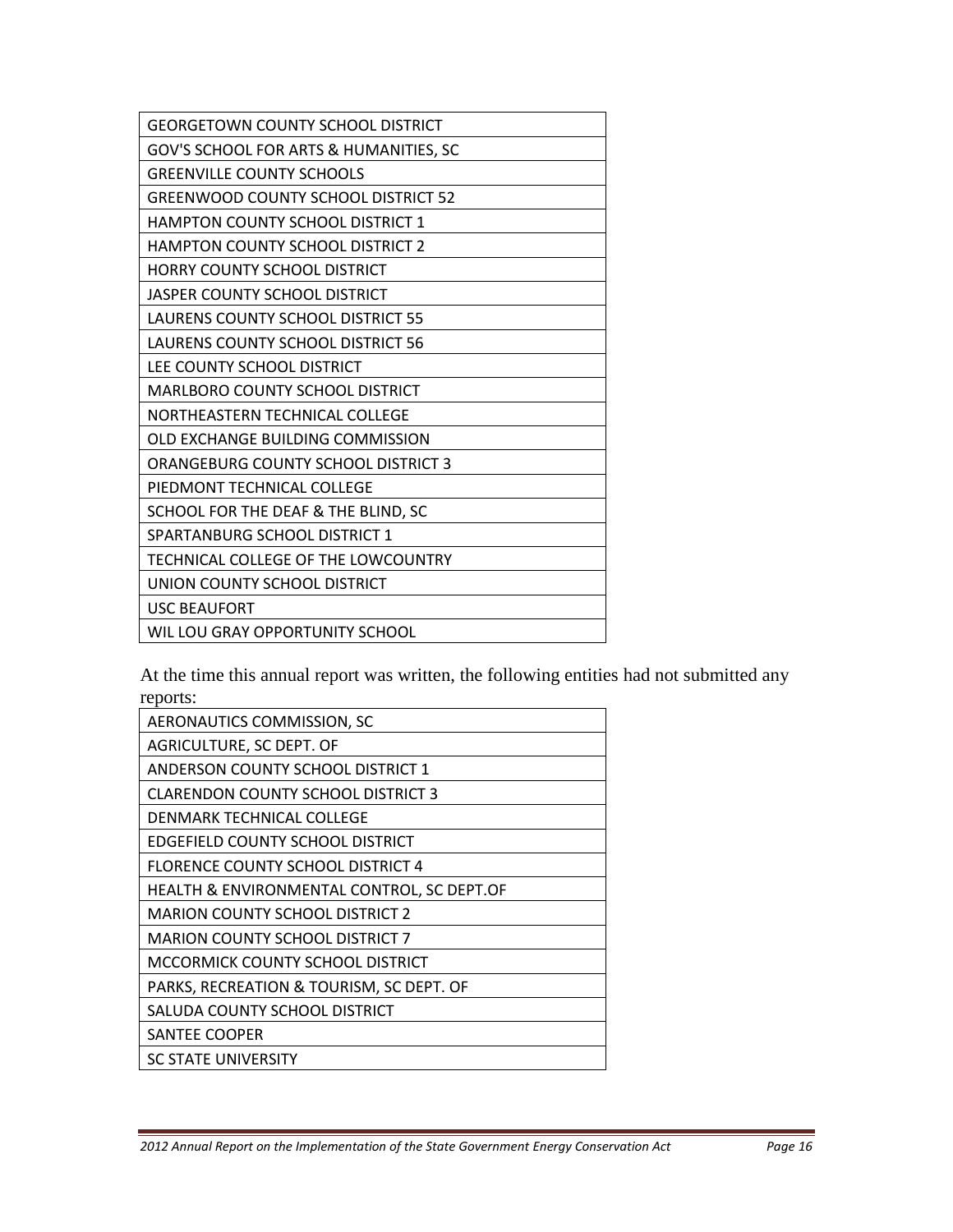| |
|---|
| GEORGETOWN COUNTY SCHOOL DISTRICT |
| GOV'S SCHOOL FOR ARTS & HUMANITIES, SC |
| GREENVILLE COUNTY SCHOOLS |
| GREENWOOD COUNTY SCHOOL DISTRICT 52 |
| HAMPTON COUNTY SCHOOL DISTRICT 1 |
| HAMPTON COUNTY SCHOOL DISTRICT 2 |
| HORRY COUNTY SCHOOL DISTRICT |
| JASPER COUNTY SCHOOL DISTRICT |
| LAURENS COUNTY SCHOOL DISTRICT 55 |
| LAURENS COUNTY SCHOOL DISTRICT 56 |
| LEE COUNTY SCHOOL DISTRICT |
| MARLBORO COUNTY SCHOOL DISTRICT |
| NORTHEASTERN TECHNICAL COLLEGE |
| OLD EXCHANGE BUILDING COMMISSION |
| ORANGEBURG COUNTY SCHOOL DISTRICT 3 |
| PIEDMONT TECHNICAL COLLEGE |
| SCHOOL FOR THE DEAF & THE BLIND, SC |
| SPARTANBURG SCHOOL DISTRICT 1 |
| TECHNICAL COLLEGE OF THE LOWCOUNTRY |
| UNION COUNTY SCHOOL DISTRICT |
| USC BEAUFORT |
| WIL LOU GRAY OPPORTUNITY SCHOOL |

At the time this annual report was written, the following entities had not submitted any reports:

| |
|---|
| AERONAUTICS COMMISSION, SC |
| AGRICULTURE, SC DEPT. OF |
| ANDERSON COUNTY SCHOOL DISTRICT 1 |
| CLARENDON COUNTY SCHOOL DISTRICT 3 |
| DENMARK TECHNICAL COLLEGE |
| EDGEFIELD COUNTY SCHOOL DISTRICT |
| FLORENCE COUNTY SCHOOL DISTRICT 4 |
| HEALTH & ENVIRONMENTAL CONTROL, SC DEPT.OF |
| MARION COUNTY SCHOOL DISTRICT 2 |
| MARION COUNTY SCHOOL DISTRICT 7 |
| MCCORMICK COUNTY SCHOOL DISTRICT |
| PARKS, RECREATION & TOURISM, SC DEPT. OF |
| SALUDA COUNTY SCHOOL DISTRICT |
| SANTEE COOPER |
| SC STATE UNIVERSITY |